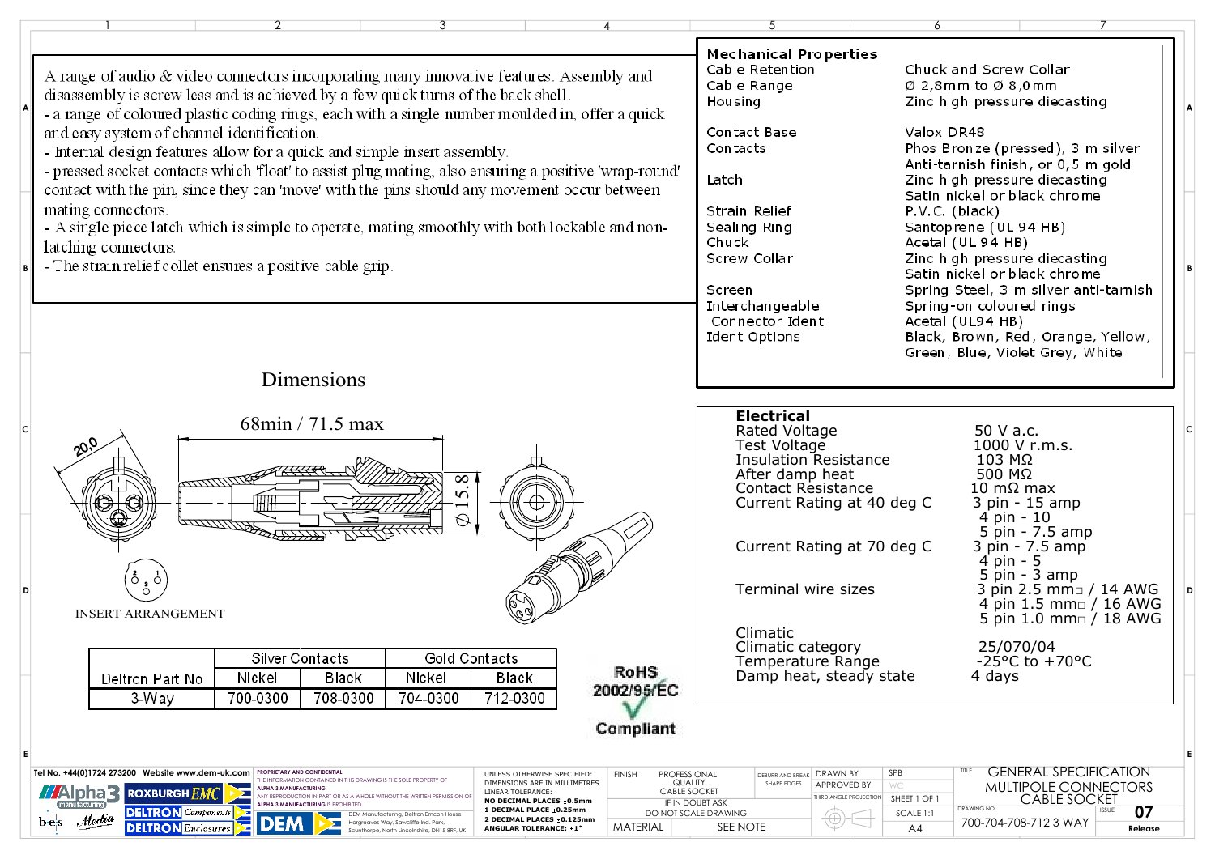A range of audio & video connectors incorporating many innovative features. Assembly and disassembly is screw less and is achieved by a few quick turns of the back shell.

- a range of coloured plastic coding rings, each with a single number moulded in, offer a quick and easy system of channel identification.
- Internal design features allow for a quick and simple insert assembly.
- pressed socket contacts which 'float' to assist plug mating, also ensuring a positive 'wrap-round' contact with the pin, since they can 'move' with the pins should any movement occur between mating connectors.
- A single piece latch which is simple to operate, mating smoothly with both lockable and non-latching connectors.
- The strain relief collet ensures a positive cable grip.

## Mechanical Properties

| | |
|---|---|
| Cable Retention | Chuck and Screw Collar |
| Cable Range | Ø 2,8mm to Ø 8,0mm |
| Housing | Zinc high pressure diecasting |
| Contact Base | Valox DR48 |
| Contacts | Phos Bronze (pressed), 3 m silver Anti-tarnish finish, or 0,5 m gold |
| Latch | Zinc high pressure diecasting Satin nickel or black chrome |
| Strain Relief | P.V.C. (black) |
| Sealing Ring | Santoprene (UL 94 HB) |
| Chuck | Acetal (UL 94 HB) |
| Screw Collar | Zinc high pressure diecasting Satin nickel or black chrome |
| Screen | Spring Steel, 3 m silver anti-tarnish |
| Interchangeable Connector Ident | Spring-on coloured rings Acetal (UL94 HB) |
| Ident Options | Black, Brown, Red, Orange, Yellow, Green, Blue, Violet Grey, White |

## Dimensions

68min / 71.5 max

20.0

Ø15.8

INSERT ARRANGEMENT

| Deltron Part No | Silver Contacts | | Gold Contacts | |
|---|---|---|---|---|
| | Nickel | Black | Nickel | Black |
| 3-Way | 700-0300 | 708-0300 | 704-0300 | 712-0300 |

RoHS 2002/95/EC Compliant

## Electrical

| | |
|---|---|
| Rated Voltage | 50 V a.c. |
| Test Voltage | 1000 V r.m.s. |
| Insulation Resistance | 103 MΩ |
| After damp heat | 500 MΩ |
| Contact Resistance | 10 mΩ max |
| Current Rating at 40 deg C | 3 pin - 15 amp<br>4 pin - 10<br>5 pin - 7.5 amp |
| Current Rating at 70 deg C | 3 pin - 7.5 amp<br>4 pin - 5<br>5 pin - 3 amp |
| Terminal wire sizes | 3 pin 2.5 mm□ / 14 AWG<br>4 pin 1.5 mm□ / 16 AWG<br>5 pin 1.0 mm□ / 18 AWG |
| Climatic | |
| Climatic category | 25/070/04 |
| Temperature Range | -25°C to +70°C |
| Damp heat, steady state | 4 days |

Tel No. +44(0)1724 273200 Website www.dem-uk.com

PROPRIETARY AND CONFIDENTIAL: THE INFORMATION CONTAINED IN THIS DRAWING IS THE SOLE PROPERTY OF ALPHA 3 MANUFACTURING. ANY REPRODUCTION IN PART OR AS A WHOLE WITHOUT THE WRITTEN PERMISSION OF ALPHA 3 MANUFACTURING IS PROHIBITED.

DEM Manufacturing, Deltron Emcon House, Hargreaves Way, Sawcliffe Ind. Park, Scunthorpe, North Lincolnshire, DN15 8RF, UK

UNLESS OTHERWISE SPECIFIED: DIMENSIONS ARE IN MILLIMETRES. LINEAR TOLERANCE: NO DECIMAL PLACES ±0.5mm; 1 DECIMAL PLACE ±0.25mm; 2 DECIMAL PLACES ±0.125mm; ANGULAR TOLERANCE: ±1°

FINISH: PROFESSIONAL QUALITY CABLE SOCKET. IF IN DOUBT ASK. DO NOT SCALE DRAWING. MATERIAL: SEE NOTE. DEBURR AND BREAK SHARP EDGES.

DRAWN BY: SPB. APPROVED BY: WC. THIRD ANGLE PROJECTION. SHEET 1 OF 1. SCALE 1:1. A4.

TITLE: GENERAL SPECIFICATION MULTIPOLE CONNECTORS CABLE SOCKET

DRAWING NO. 700-704-708-712 3 WAY. ISSUE 07. Release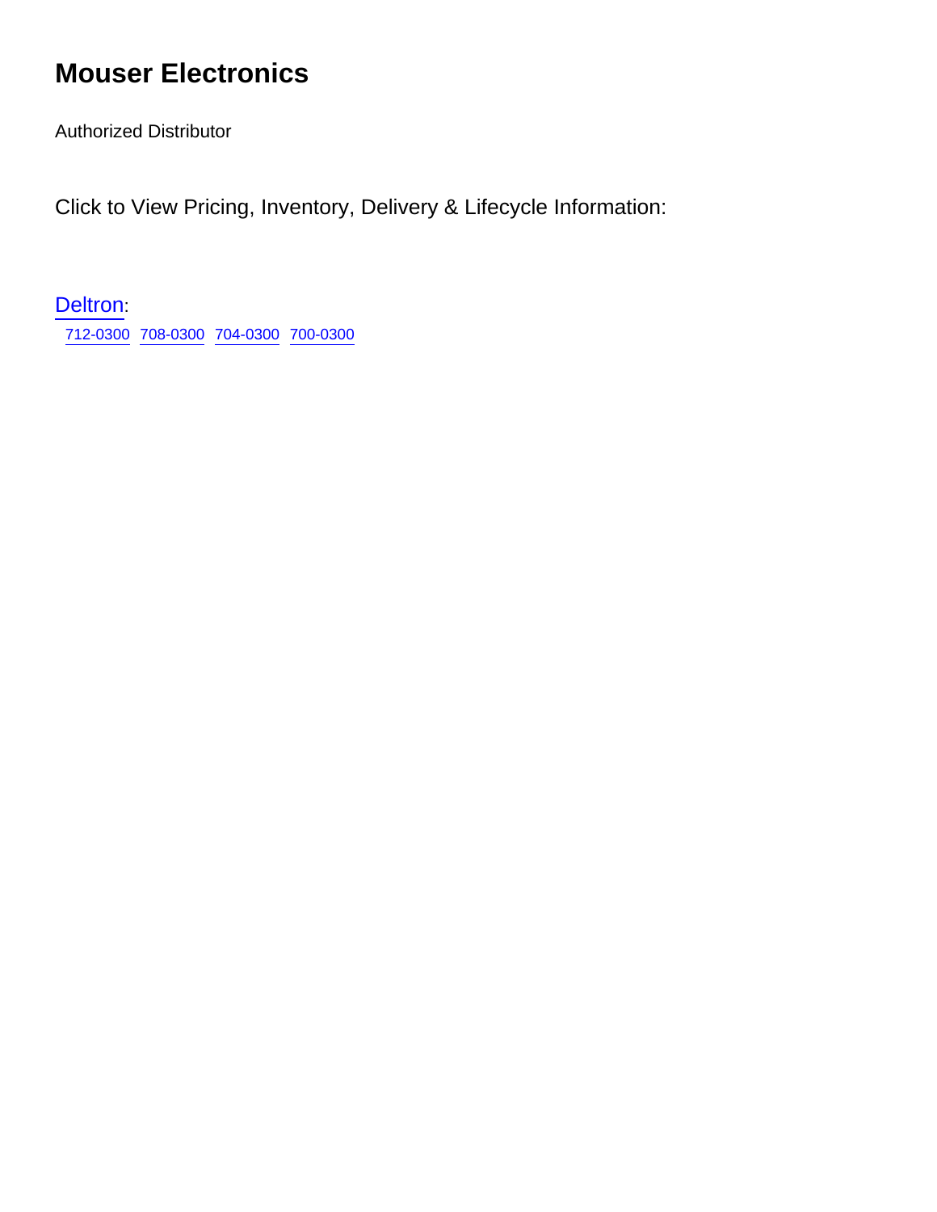# Mouser Electronics

Authorized Distributor

Click to View Pricing, Inventory, Delivery & Lifecycle Information:

Deltron:

712-0300 708-0300 704-0300 700-0300